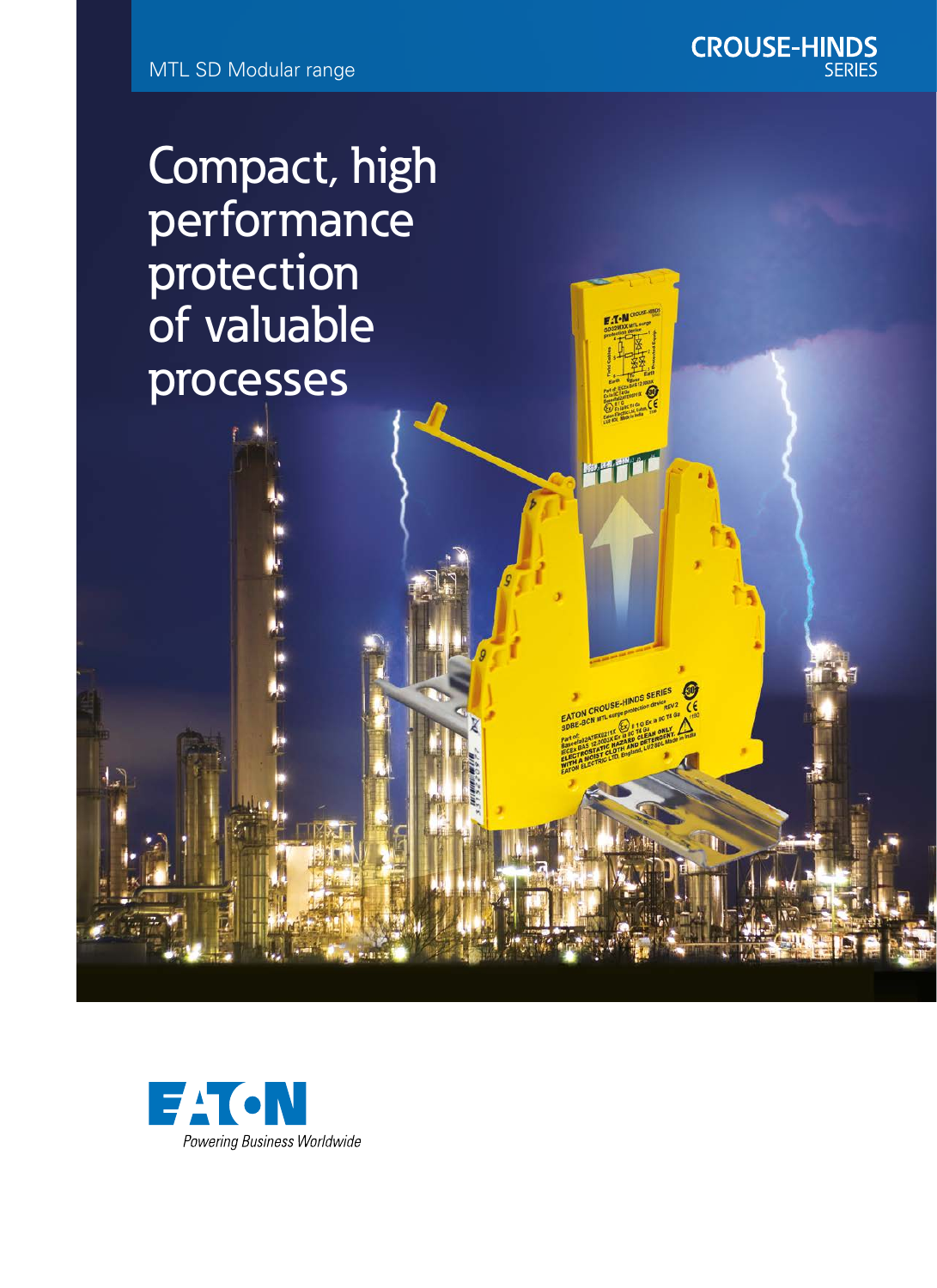MTL SD Modular range

CROUSE-HINDS SERIES

# Compact, high performance protection of valuable processes

EATON

*Powering Business Worldwide*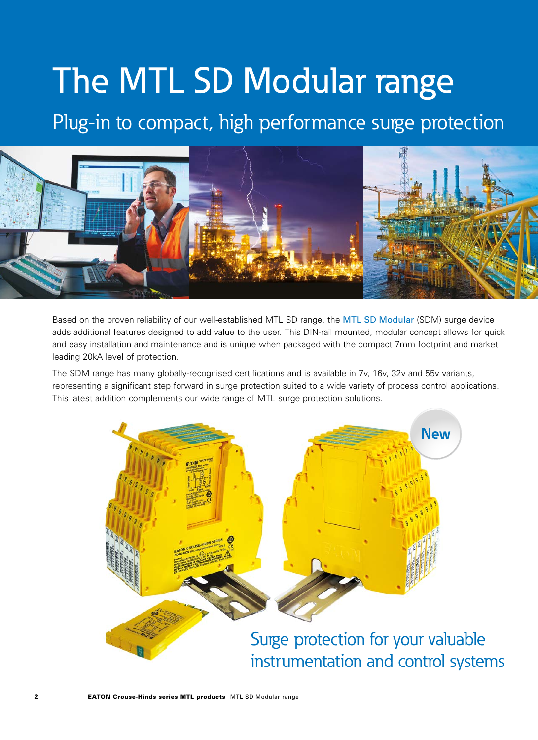# The MTL SD Modular range

## Plug-in to compact, high performance surge protection

Based on the proven reliability of our well-established MTL SD range, the MTL SD Modular (SDM) surge device adds additional features designed to add value to the user. This DIN-rail mounted, modular concept allows for quick and easy installation and maintenance and is unique when packaged with the compact 7mm footprint and market leading 20kA level of protection.

The SDM range has many globally-recognised certifications and is available in 7v, 16v, 32v and 55v variants, representing a significant step forward in surge protection suited to a wide variety of process control applications. This latest addition complements our wide range of MTL surge protection solutions.

New

Surge protection for your valuable instrumentation and control systems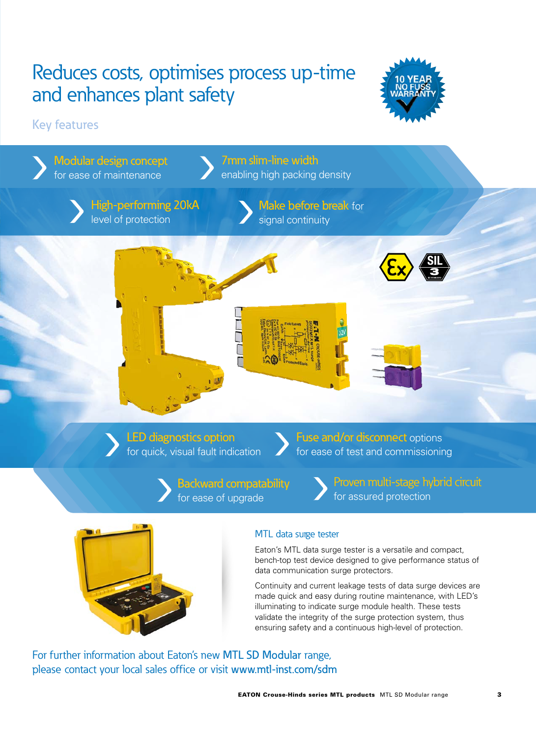# Reduces costs, optimises process up-time and enhances plant safety

10 YEAR NO FUSS WARRANTY

## Key features

- **Modular design concept** for ease of maintenance
- **7mm slim-line width** enabling high packing density
- **High-performing 20kA** level of protection
- **Make before break** for signal continuity
- **LED diagnostics option** for quick, visual fault indication
- **Fuse and/or disconnect** options for ease of test and commissioning
- **Backward compatability** for ease of upgrade
- **Proven multi-stage hybrid circuit** for assured protection

### MTL data surge tester

Eaton's MTL data surge tester is a versatile and compact, bench-top test device designed to give performance status of data communication surge protectors.

Continuity and current leakage tests of data surge devices are made quick and easy during routine maintenance, with LED's illuminating to indicate surge module health. These tests validate the integrity of the surge protection system, thus ensuring safety and a continuous high-level of protection.

For further information about Eaton's new **MTL SD Modular** range, please contact your local sales office or visit **www.mtl-inst.com/sdm**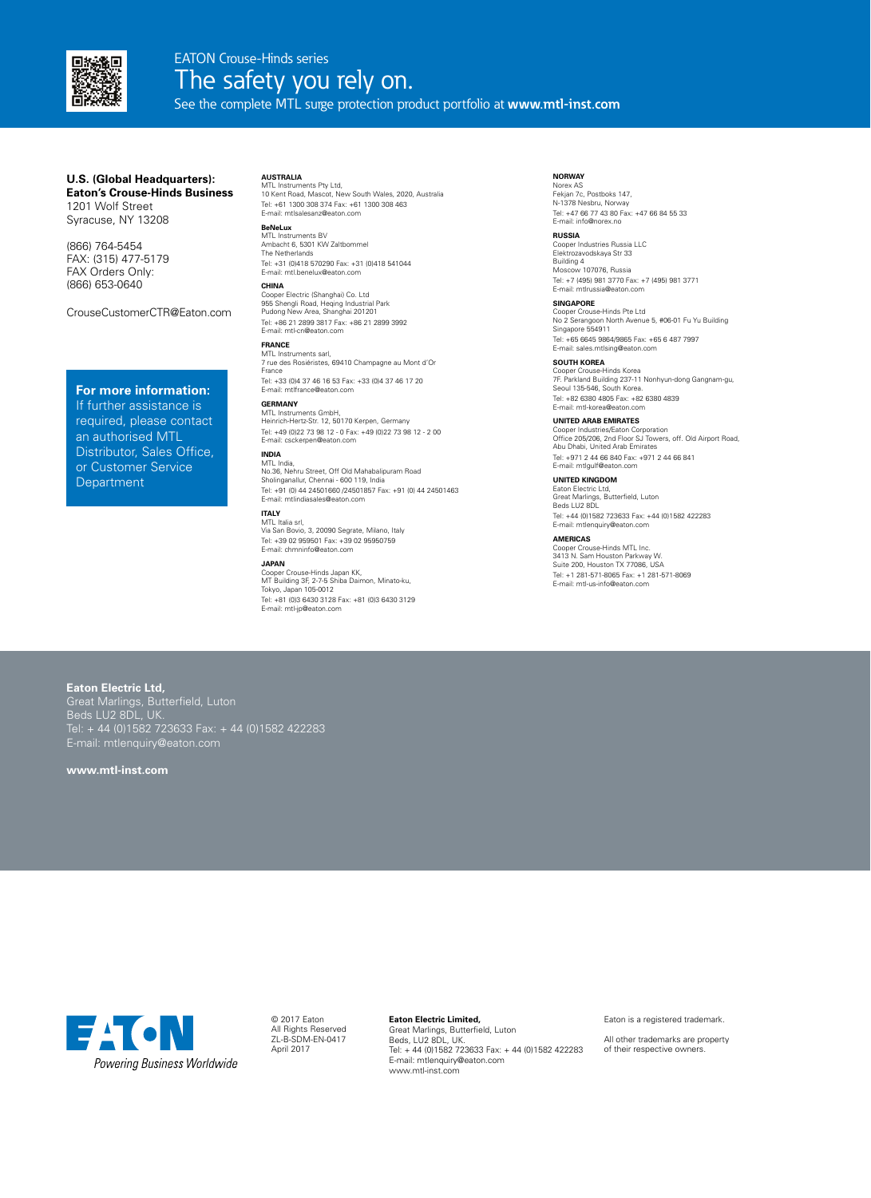EATON Crouse-Hinds series

# The safety you rely on.

See the complete MTL surge protection product portfolio at **www.mtl-inst.com**

**U.S. (Global Headquarters):**
**Eaton's Crouse-Hinds Business**
1201 Wolf Street
Syracuse, NY 13208

(866) 764-5454
FAX: (315) 477-5179
FAX Orders Only:
(866) 653-0640

CrouseCustomerCTR@Eaton.com

**For more information:**
If further assistance is required, please contact an authorised MTL Distributor, Sales Office, or Customer Service Department

**AUSTRALIA**
MTL Instruments Pty Ltd,
10 Kent Road, Mascot, New South Wales, 2020, Australia
Tel: +61 1300 308 374 Fax: +61 1300 308 463
E-mail: mtlsalesanz@eaton.com

**BeNeLux**
MTL Instruments BV
Ambacht 6, 5301 KW Zaltbommel
The Netherlands
Tel: +31 (0)418 570290 Fax: +31 (0)418 541044
E-mail: mtl.benelux@eaton.com

**CHINA**
Cooper Electric (Shanghai) Co. Ltd
955 Shengli Road, Heqing Industrial Park
Pudong New Area, Shanghai 201201
Tel: +86 21 2899 3817 Fax: +86 21 2899 3992
E-mail: mtl-cn@eaton.com

**FRANCE**
MTL Instruments sarl,
7 rue des Rosiéristes, 69410 Champagne au Mont d'Or
France
Tel: +33 (0)4 37 46 16 53 Fax: +33 (0)4 37 46 17 20
E-mail: mtlfrance@eaton.com

**GERMANY**
MTL Instruments GmbH,
Heinrich-Hertz-Str. 12, 50170 Kerpen, Germany
Tel: +49 (0)22 73 98 12 - 0 Fax: +49 (0)22 73 98 12 - 2 00
E-mail: csckerpen@eaton.com

**INDIA**
MTL India,
No.36, Nehru Street, Off Old Mahabalipuram Road
Sholinganallur, Chennai - 600 119, India
Tel: +91 (0) 44 24501660 /24501857 Fax: +91 (0) 44 24501463
E-mail: mtlindiasales@eaton.com

**ITALY**
MTL Italia srl,
Via San Bovio, 3, 20090 Segrate, Milano, Italy
Tel: +39 02 959501 Fax: +39 02 95950759
E-mail: chmninfo@eaton.com

**JAPAN**
Cooper Crouse-Hinds Japan KK,
MT Building 3F, 2-7-5 Shiba Daimon, Minato-ku,
Tokyo, Japan 105-0012
Tel: +81 (0)3 6430 3128 Fax: +81 (0)3 6430 3129
E-mail: mtl-jp@eaton.com

**NORWAY**
Norex AS
Fekjan 7c, Postboks 147,
N-1378 Nesbru, Norway
Tel: +47 66 77 43 80 Fax: +47 66 84 55 33
E-mail: info@norex.no

**RUSSIA**
Cooper Industries Russia LLC
Elektrozavodskaya Str 33
Building 4
Moscow 107076, Russia
Tel: +7 (495) 981 3770 Fax: +7 (495) 981 3771
E-mail: mtlrussia@eaton.com

**SINGAPORE**
Cooper Crouse-Hinds Pte Ltd
No 2 Serangoon North Avenue 5, #06-01 Fu Yu Building
Singapore 554911
Tel: +65 6645 9864/9865 Fax: +65 6 487 7997
E-mail: sales.mtlsing@eaton.com

**SOUTH KOREA**
Cooper Crouse-Hinds Korea
7F. Parkland Building 237-11 Nonhyun-dong Gangnam-gu,
Seoul 135-546, South Korea.
Tel: +82 6380 4805 Fax: +82 6380 4839
E-mail: mtl-korea@eaton.com

**UNITED ARAB EMIRATES**
Cooper Industries/Eaton Corporation
Office 205/206, 2nd Floor SJ Towers, off. Old Airport Road,
Abu Dhabi, United Arab Emirates
Tel: +971 2 44 66 840 Fax: +971 2 44 66 841
E-mail: mtlgulf@eaton.com

**UNITED KINGDOM**
Eaton Electric Ltd,
Great Marlings, Butterfield, Luton
Beds LU2 8DL
Tel: +44 (0)1582 723633 Fax: +44 (0)1582 422283
E-mail: mtlenquiry@eaton.com

**AMERICAS**
Cooper Crouse-Hinds MTL Inc.
3413 N. Sam Houston Parkway W.
Suite 200, Houston TX 77086, USA
Tel: +1 281-571-8065 Fax: +1 281-571-8069
E-mail: mtl-us-info@eaton.com

**Eaton Electric Ltd,**
Great Marlings, Butterfield, Luton
Beds LU2 8DL, UK.
Tel: + 44 (0)1582 723633 Fax: + 44 (0)1582 422283
E-mail: mtlenquiry@eaton.com

**www.mtl-inst.com**

EATON
*Powering Business Worldwide*

© 2017 Eaton
All Rights Reserved
ZL-B-SDM-EN-0417
April 2017

**Eaton Electric Limited,**
Great Marlings, Butterfield, Luton
Beds, LU2 8DL, UK.
Tel: + 44 (0)1582 723633 Fax: + 44 (0)1582 422283
E-mail: mtlenquiry@eaton.com
www.mtl-inst.com

Eaton is a registered trademark.

All other trademarks are property of their respective owners.